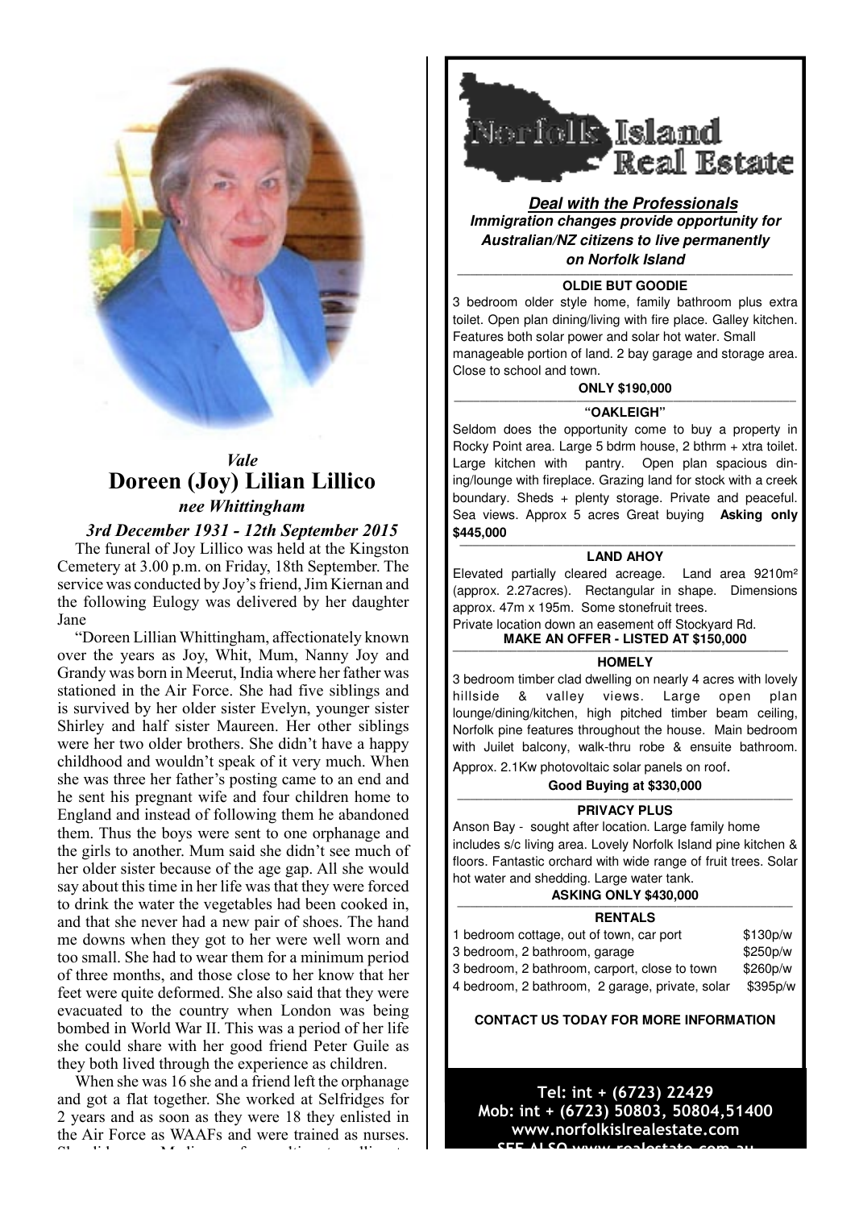*Vale*

# Doreen (Joy) Lilian Lillico

*nee Whittingham*

***3rd December 1931 - 12th September 2015***

The funeral of Joy Lillico was held at the Kingston Cemetery at 3.00 p.m. on Friday, 18th September. The service was conducted by Joy's friend, Jim Kiernan and the following Eulogy was delivered by her daughter Jane

"Doreen Lillian Whittingham, affectionately known over the years as Joy, Whit, Mum, Nanny Joy and Grandy was born in Meerut, India where her father was stationed in the Air Force. She had five siblings and is survived by her older sister Evelyn, younger sister Shirley and half sister Maureen. Her other siblings were her two older brothers. She didn't have a happy childhood and wouldn't speak of it very much. When she was three her father's posting came to an end and he sent his pregnant wife and four children home to England and instead of following them he abandoned them. Thus the boys were sent to one orphanage and the girls to another. Mum said she didn't see much of her older sister because of the age gap. All she would say about this time in her life was that they were forced to drink the water the vegetables had been cooked in, and that she never had a new pair of shoes. The hand me downs when they got to her were well worn and too small. She had to wear them for a minimum period of three months, and those close to her know that her feet were quite deformed. She also said that they were evacuated to the country when London was being bombed in World War II. This was a period of her life she could share with her good friend Peter Guile as they both lived through the experience as children.

When she was 16 she and a friend left the orphanage and got a flat together. She worked at Selfridges for 2 years and as soon as they were 18 they enlisted in the Air Force as WAAFs and were trained as nurses.

---

# Norfolk Island Real Estate

***Deal with the Professionals***

***Immigration changes provide opportunity for Australian/NZ citizens to live permanently on Norfolk Island***

**OLDIE BUT GOODIE**

3 bedroom older style home, family bathroom plus extra toilet. Open plan dining/living with fire place. Galley kitchen. Features both solar power and solar hot water. Small manageable portion of land. 2 bay garage and storage area. Close to school and town.

**ONLY $190,000**

**"OAKLEIGH"**

Seldom does the opportunity come to buy a property in Rocky Point area. Large 5 bdrm house, 2 bthrm + xtra toilet. Large kitchen with pantry. Open plan spacious dining/lounge with fireplace. Grazing land for stock with a creek boundary. Sheds + plenty storage. Private and peaceful. Sea views. Approx 5 acres Great buying **Asking only $445,000**

**LAND AHOY**

Elevated partially cleared acreage. Land area 9210m² (approx. 2.27acres). Rectangular in shape. Dimensions approx. 47m x 195m. Some stonefruit trees.
Private location down an easement off Stockyard Rd.

**MAKE AN OFFER - LISTED AT $150,000**

**HOMELY**

3 bedroom timber clad dwelling on nearly 4 acres with lovely hillside & valley views. Large open plan lounge/dining/kitchen, high pitched timber beam ceiling, Norfolk pine features throughout the house. Main bedroom with Juilet balcony, walk-thru robe & ensuite bathroom. Approx. 2.1Kw photovoltaic solar panels on roof.

**Good Buying at $330,000**

**PRIVACY PLUS**

Anson Bay - sought after location. Large family home includes s/c living area. Lovely Norfolk Island pine kitchen & floors. Fantastic orchard with wide range of fruit trees. Solar hot water and shedding. Large water tank.

**ASKING ONLY $430,000**

**RENTALS**

| | |
|---|---|
| 1 bedroom cottage, out of town, car port | $130p/w |
| 3 bedroom, 2 bathroom, garage | $250p/w |
| 3 bedroom, 2 bathroom, carport, close to town | $260p/w |
| 4 bedroom, 2 bathroom, 2 garage, private, solar | $395p/w |

**CONTACT US TODAY FOR MORE INFORMATION**

**Tel: int + (6723) 22429**
**Mob: int + (6723) 50803, 50804,51400**
**www.norfolkislrealestate.com**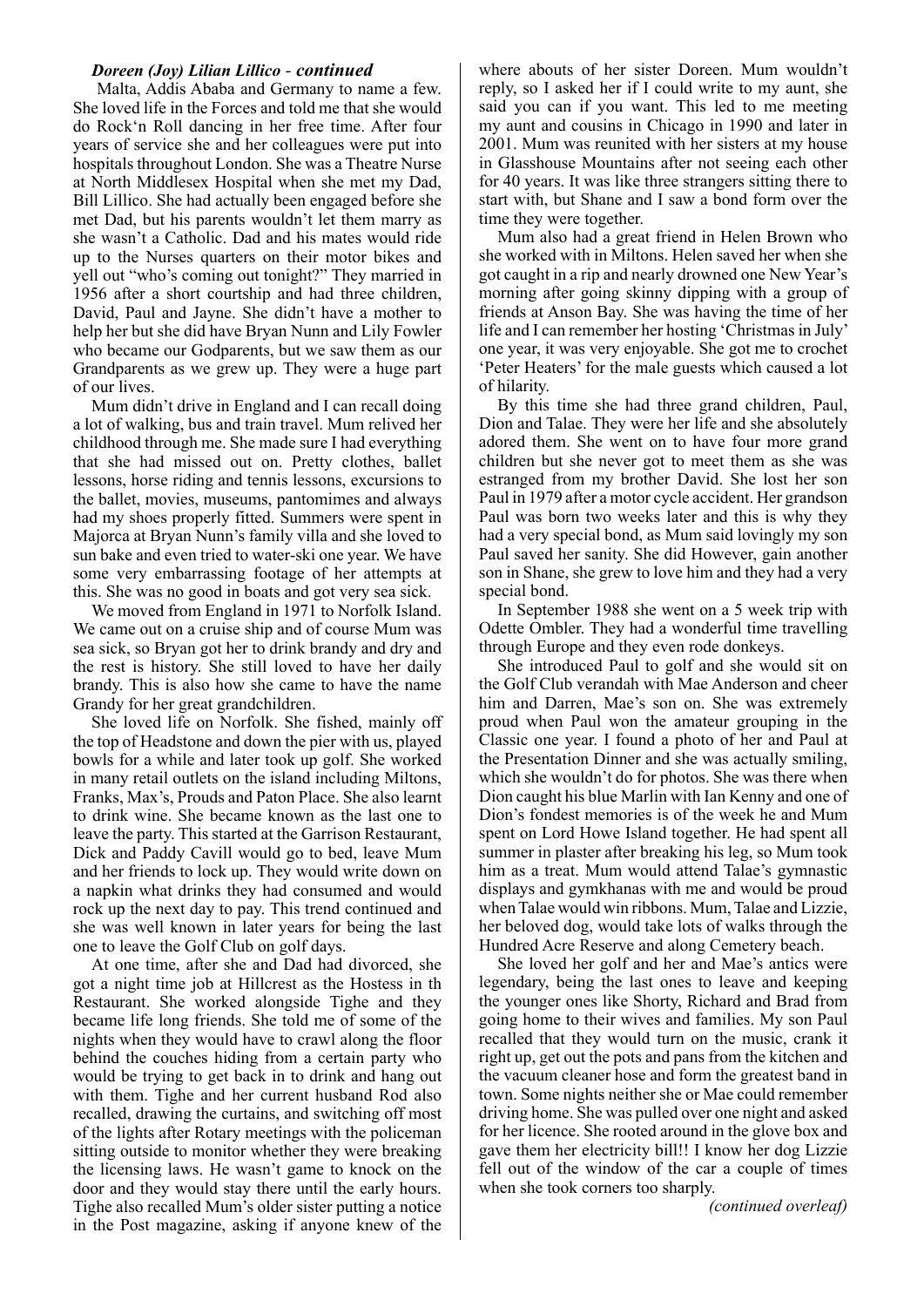### *Doreen (Joy) Lilian Lillico - continued*

Malta, Addis Ababa and Germany to name a few. She loved life in the Forces and told me that she would do Rock'n Roll dancing in her free time. After four years of service she and her colleagues were put into hospitals throughout London. She was a Theatre Nurse at North Middlesex Hospital when she met my Dad, Bill Lillico. She had actually been engaged before she met Dad, but his parents wouldn't let them marry as she wasn't a Catholic. Dad and his mates would ride up to the Nurses quarters on their motor bikes and yell out "who's coming out tonight?" They married in 1956 after a short courtship and had three children, David, Paul and Jayne. She didn't have a mother to help her but she did have Bryan Nunn and Lily Fowler who became our Godparents, but we saw them as our Grandparents as we grew up. They were a huge part of our lives.

Mum didn't drive in England and I can recall doing a lot of walking, bus and train travel. Mum relived her childhood through me. She made sure I had everything that she had missed out on. Pretty clothes, ballet lessons, horse riding and tennis lessons, excursions to the ballet, movies, museums, pantomimes and always had my shoes properly fitted. Summers were spent in Majorca at Bryan Nunn's family villa and she loved to sun bake and even tried to water-ski one year. We have some very embarrassing footage of her attempts at this. She was no good in boats and got very sea sick.

We moved from England in 1971 to Norfolk Island. We came out on a cruise ship and of course Mum was sea sick, so Bryan got her to drink brandy and dry and the rest is history. She still loved to have her daily brandy. This is also how she came to have the name Grandy for her great grandchildren.

She loved life on Norfolk. She fished, mainly off the top of Headstone and down the pier with us, played bowls for a while and later took up golf. She worked in many retail outlets on the island including Miltons, Franks, Max's, Prouds and Paton Place. She also learnt to drink wine. She became known as the last one to leave the party. This started at the Garrison Restaurant, Dick and Paddy Cavill would go to bed, leave Mum and her friends to lock up. They would write down on a napkin what drinks they had consumed and would rock up the next day to pay. This trend continued and she was well known in later years for being the last one to leave the Golf Club on golf days.

At one time, after she and Dad had divorced, she got a night time job at Hillcrest as the Hostess in th Restaurant. She worked alongside Tighe and they became life long friends. She told me of some of the nights when they would have to crawl along the floor behind the couches hiding from a certain party who would be trying to get back in to drink and hang out with them. Tighe and her current husband Rod also recalled, drawing the curtains, and switching off most of the lights after Rotary meetings with the policeman sitting outside to monitor whether they were breaking the licensing laws. He wasn't game to knock on the door and they would stay there until the early hours. Tighe also recalled Mum's older sister putting a notice in the Post magazine, asking if anyone knew of the where abouts of her sister Doreen. Mum wouldn't reply, so I asked her if I could write to my aunt, she said you can if you want. This led to me meeting my aunt and cousins in Chicago in 1990 and later in 2001. Mum was reunited with her sisters at my house in Glasshouse Mountains after not seeing each other for 40 years. It was like three strangers sitting there to start with, but Shane and I saw a bond form over the time they were together.

Mum also had a great friend in Helen Brown who she worked with in Miltons. Helen saved her when she got caught in a rip and nearly drowned one New Year's morning after going skinny dipping with a group of friends at Anson Bay. She was having the time of her life and I can remember her hosting 'Christmas in July' one year, it was very enjoyable. She got me to crochet 'Peter Heaters' for the male guests which caused a lot of hilarity.

By this time she had three grand children, Paul, Dion and Talae. They were her life and she absolutely adored them. She went on to have four more grand children but she never got to meet them as she was estranged from my brother David. She lost her son Paul in 1979 after a motor cycle accident. Her grandson Paul was born two weeks later and this is why they had a very special bond, as Mum said lovingly my son Paul saved her sanity. She did However, gain another son in Shane, she grew to love him and they had a very special bond.

In September 1988 she went on a 5 week trip with Odette Ombler. They had a wonderful time travelling through Europe and they even rode donkeys.

She introduced Paul to golf and she would sit on the Golf Club verandah with Mae Anderson and cheer him and Darren, Mae's son on. She was extremely proud when Paul won the amateur grouping in the Classic one year. I found a photo of her and Paul at the Presentation Dinner and she was actually smiling, which she wouldn't do for photos. She was there when Dion caught his blue Marlin with Ian Kenny and one of Dion's fondest memories is of the week he and Mum spent on Lord Howe Island together. He had spent all summer in plaster after breaking his leg, so Mum took him as a treat. Mum would attend Talae's gymnastic displays and gymkhanas with me and would be proud when Talae would win ribbons. Mum, Talae and Lizzie, her beloved dog, would take lots of walks through the Hundred Acre Reserve and along Cemetery beach.

She loved her golf and her and Mae's antics were legendary, being the last ones to leave and keeping the younger ones like Shorty, Richard and Brad from going home to their wives and families. My son Paul recalled that they would turn on the music, crank it right up, get out the pots and pans from the kitchen and the vacuum cleaner hose and form the greatest band in town. Some nights neither she or Mae could remember driving home. She was pulled over one night and asked for her licence. She rooted around in the glove box and gave them her electricity bill!! I know her dog Lizzie fell out of the window of the car a couple of times when she took corners too sharply.

*(continued overleaf)*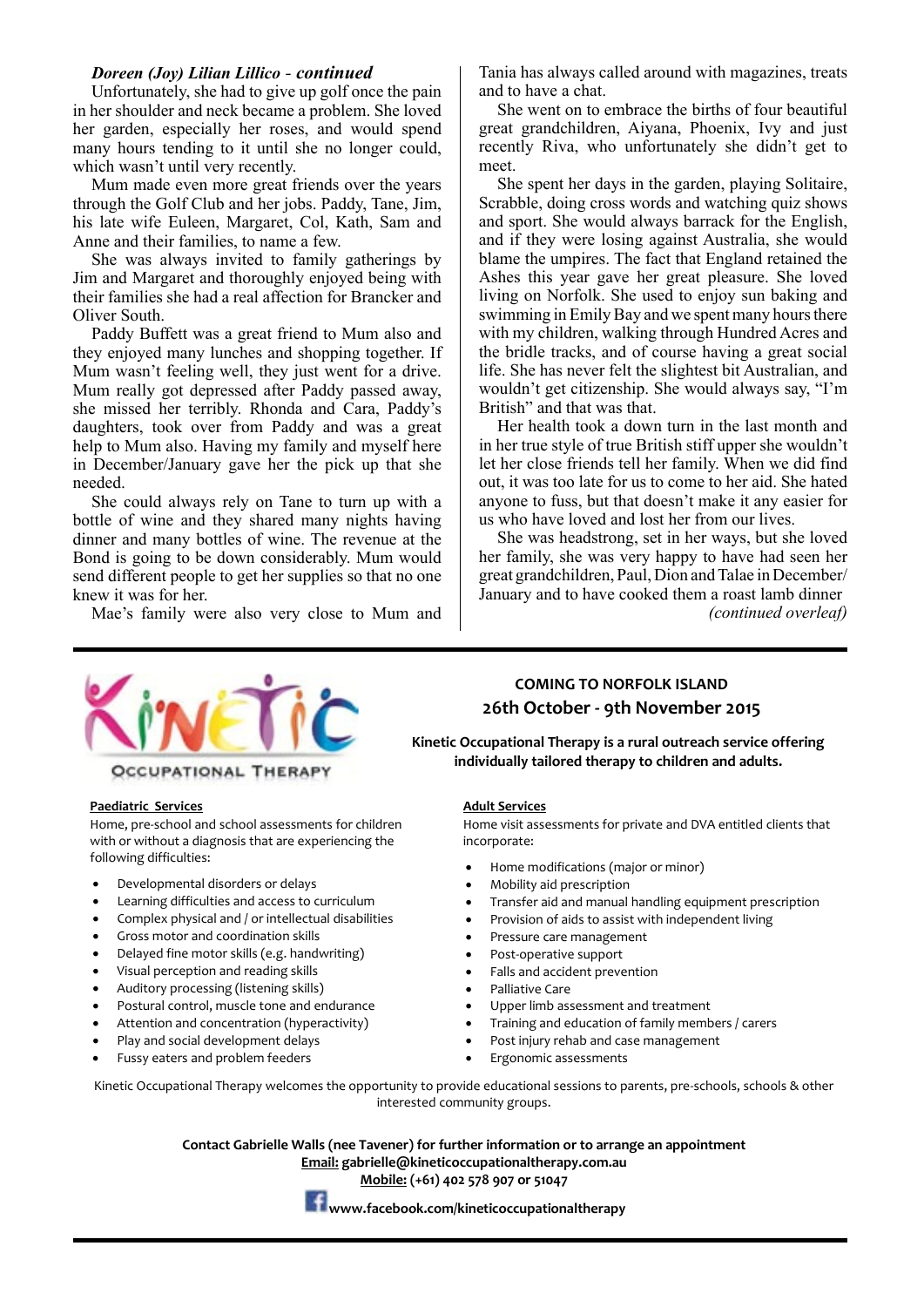***Doreen (Joy) Lilian Lillico - continued***

Unfortunately, she had to give up golf once the pain in her shoulder and neck became a problem. She loved her garden, especially her roses, and would spend many hours tending to it until she no longer could, which wasn't until very recently.

Mum made even more great friends over the years through the Golf Club and her jobs. Paddy, Tane, Jim, his late wife Euleen, Margaret, Col, Kath, Sam and Anne and their families, to name a few.

She was always invited to family gatherings by Jim and Margaret and thoroughly enjoyed being with their families she had a real affection for Brancker and Oliver South.

Paddy Buffett was a great friend to Mum also and they enjoyed many lunches and shopping together. If Mum wasn't feeling well, they just went for a drive. Mum really got depressed after Paddy passed away, she missed her terribly. Rhonda and Cara, Paddy's daughters, took over from Paddy and was a great help to Mum also. Having my family and myself here in December/January gave her the pick up that she needed.

She could always rely on Tane to turn up with a bottle of wine and they shared many nights having dinner and many bottles of wine. The revenue at the Bond is going to be down considerably. Mum would send different people to get her supplies so that no one knew it was for her.

Mae's family were also very close to Mum and Tania has always called around with magazines, treats and to have a chat.

She went on to embrace the births of four beautiful great grandchildren, Aiyana, Phoenix, Ivy and just recently Riva, who unfortunately she didn't get to meet.

She spent her days in the garden, playing Solitaire, Scrabble, doing cross words and watching quiz shows and sport. She would always barrack for the English, and if they were losing against Australia, she would blame the umpires. The fact that England retained the Ashes this year gave her great pleasure. She loved living on Norfolk. She used to enjoy sun baking and swimming in Emily Bay and we spent many hours there with my children, walking through Hundred Acres and the bridle tracks, and of course having a great social life. She has never felt the slightest bit Australian, and wouldn't get citizenship. She would always say, "I'm British" and that was that.

Her health took a down turn in the last month and in her true style of true British stiff upper she wouldn't let her close friends tell her family. When we did find out, it was too late for us to come to her aid. She hated anyone to fuss, but that doesn't make it any easier for us who have loved and lost her from our lives.

She was headstrong, set in her ways, but she loved her family, she was very happy to have had seen her great grandchildren, Paul, Dion and Talae in December/January and to have cooked them a roast lamb dinner

*(continued overleaf)*

---

**KiNETiC**

OCCUPATIONAL THERAPY

**COMING TO NORFOLK ISLAND**

**26th October - 9th November 2015**

**Kinetic Occupational Therapy is a rural outreach service offering individually tailored therapy to children and adults.**

**Paediatric Services**

Home, pre-school and school assessments for children with or without a diagnosis that are experiencing the following difficulties:

- Developmental disorders or delays
- Learning difficulties and access to curriculum
- Complex physical and / or intellectual disabilities
- Gross motor and coordination skills
- Delayed fine motor skills (e.g. handwriting)
- Visual perception and reading skills
- Auditory processing (listening skills)
- Postural control, muscle tone and endurance
- Attention and concentration (hyperactivity)
- Play and social development delays
- Fussy eaters and problem feeders

**Adult Services**

Home visit assessments for private and DVA entitled clients that incorporate:

- Home modifications (major or minor)
- Mobility aid prescription
- Transfer aid and manual handling equipment prescription
- Provision of aids to assist with independent living
- Pressure care management
- Post-operative support
- Falls and accident prevention
- Palliative Care
- Upper limb assessment and treatment
- Training and education of family members / carers
- Post injury rehab and case management
- Ergonomic assessments

Kinetic Occupational Therapy welcomes the opportunity to provide educational sessions to parents, pre-schools, schools & other interested community groups.

**Contact Gabrielle Walls (nee Tavener) for further information or to arrange an appointment**
**Email: gabrielle@kineticoccupationaltherapy.com.au**
**Mobile: (+61) 402 578 907 or 51047**
**www.facebook.com/kineticoccupationaltherapy**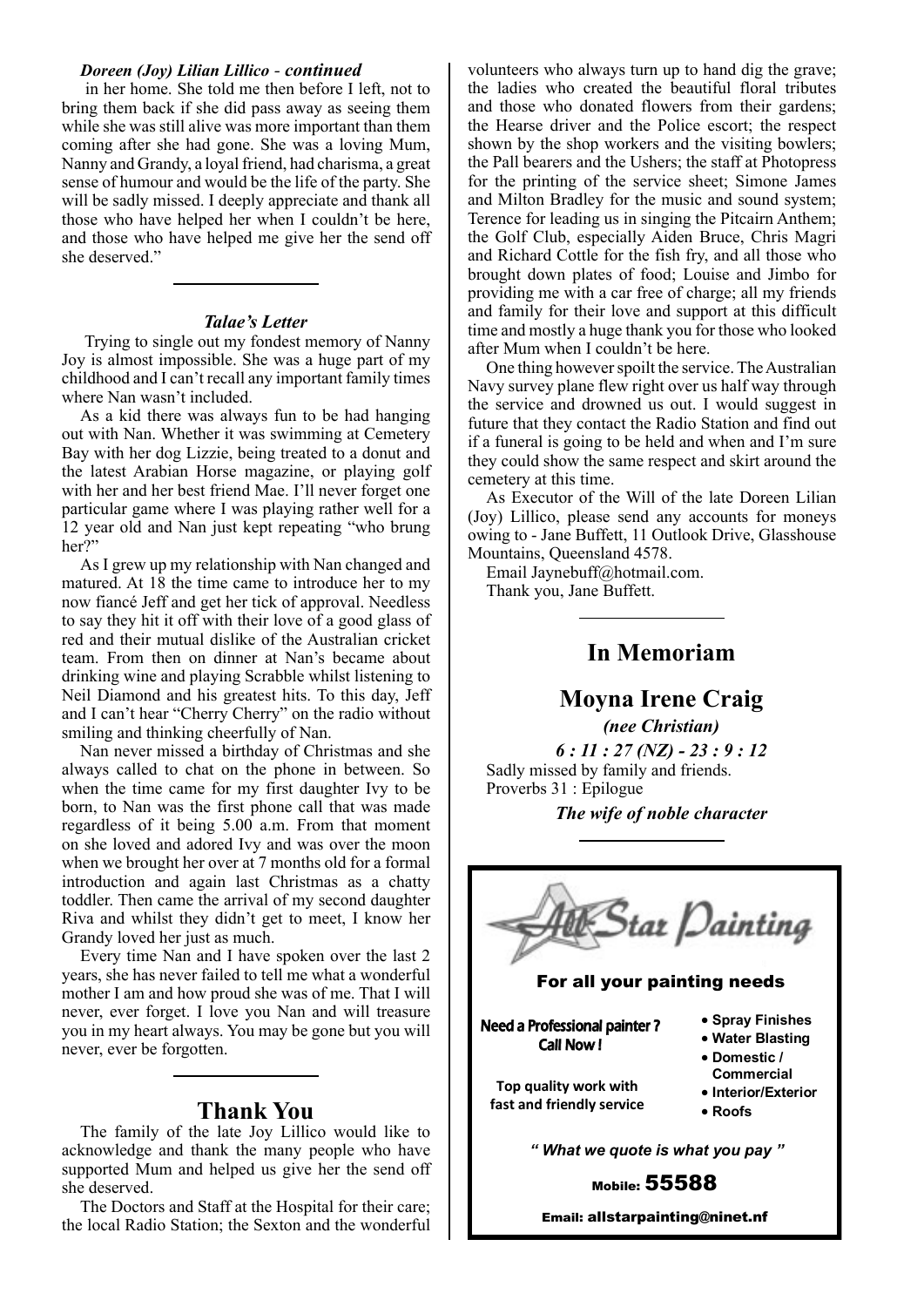***Doreen (Joy) Lilian Lillico** - **continued***

in her home. She told me then before I left, not to bring them back if she did pass away as seeing them while she was still alive was more important than them coming after she had gone. She was a loving Mum, Nanny and Grandy, a loyal friend, had charisma, a great sense of humour and would be the life of the party. She will be sadly missed. I deeply appreciate and thank all those who have helped her when I couldn't be here, and those who have helped me give her the send off she deserved."

---

### *Talae's Letter*

Trying to single out my fondest memory of Nanny Joy is almost impossible. She was a huge part of my childhood and I can't recall any important family times where Nan wasn't included.

As a kid there was always fun to be had hanging out with Nan. Whether it was swimming at Cemetery Bay with her dog Lizzie, being treated to a donut and the latest Arabian Horse magazine, or playing golf with her and her best friend Mae. I'll never forget one particular game where I was playing rather well for a 12 year old and Nan just kept repeating "who brung her?"

As I grew up my relationship with Nan changed and matured. At 18 the time came to introduce her to my now fiancé Jeff and get her tick of approval. Needless to say they hit it off with their love of a good glass of red and their mutual dislike of the Australian cricket team. From then on dinner at Nan's became about drinking wine and playing Scrabble whilst listening to Neil Diamond and his greatest hits. To this day, Jeff and I can't hear "Cherry Cherry" on the radio without smiling and thinking cheerfully of Nan.

Nan never missed a birthday of Christmas and she always called to chat on the phone in between. So when the time came for my first daughter Ivy to be born, to Nan was the first phone call that was made regardless of it being 5.00 a.m. From that moment on she loved and adored Ivy and was over the moon when we brought her over at 7 months old for a formal introduction and again last Christmas as a chatty toddler. Then came the arrival of my second daughter Riva and whilst they didn't get to meet, I know her Grandy loved her just as much.

Every time Nan and I have spoken over the last 2 years, she has never failed to tell me what a wonderful mother I am and how proud she was of me. That I will never, ever forget. I love you Nan and will treasure you in my heart always. You may be gone but you will never, ever be forgotten.

---

## Thank You

The family of the late Joy Lillico would like to acknowledge and thank the many people who have supported Mum and helped us give her the send off she deserved.

The Doctors and Staff at the Hospital for their care; the local Radio Station; the Sexton and the wonderful volunteers who always turn up to hand dig the grave; the ladies who created the beautiful floral tributes and those who donated flowers from their gardens; the Hearse driver and the Police escort; the respect shown by the shop workers and the visiting bowlers; the Pall bearers and the Ushers; the staff at Photopress for the printing of the service sheet; Simone James and Milton Bradley for the music and sound system; Terence for leading us in singing the Pitcairn Anthem; the Golf Club, especially Aiden Bruce, Chris Magri and Richard Cottle for the fish fry, and all those who brought down plates of food; Louise and Jimbo for providing me with a car free of charge; all my friends and family for their love and support at this difficult time and mostly a huge thank you for those who looked after Mum when I couldn't be here.

One thing however spoilt the service. The Australian Navy survey plane flew right over us half way through the service and drowned us out. I would suggest in future that they contact the Radio Station and find out if a funeral is going to be held and when and I'm sure they could show the same respect and skirt around the cemetery at this time.

As Executor of the Will of the late Doreen Lilian (Joy) Lillico, please send any accounts for moneys owing to - Jane Buffett, 11 Outlook Drive, Glasshouse Mountains, Queensland 4578.

Email Jaynebuff@hotmail.com.

Thank you, Jane Buffett.

---

## In Memoriam

### Moyna Irene Craig

***(nee Christian)***

***6 : 11 : 27 (NZ) - 23 : 9 : 12***

Sadly missed by family and friends.

Proverbs 31 : Epilogue

***The wife of noble character***

---

**All Star Painting**

**For all your painting needs**

**Need a Professional painter ? Call Now !**

**Top quality work with fast and friendly service**

- **Spray Finishes**
- **Water Blasting**
- **Domestic / Commercial**
- **Interior/Exterior**
- **Roofs**

***" What we quote is what you pay "***

**Mobile: 55588**

**Email: allstarpainting@ninet.nf**